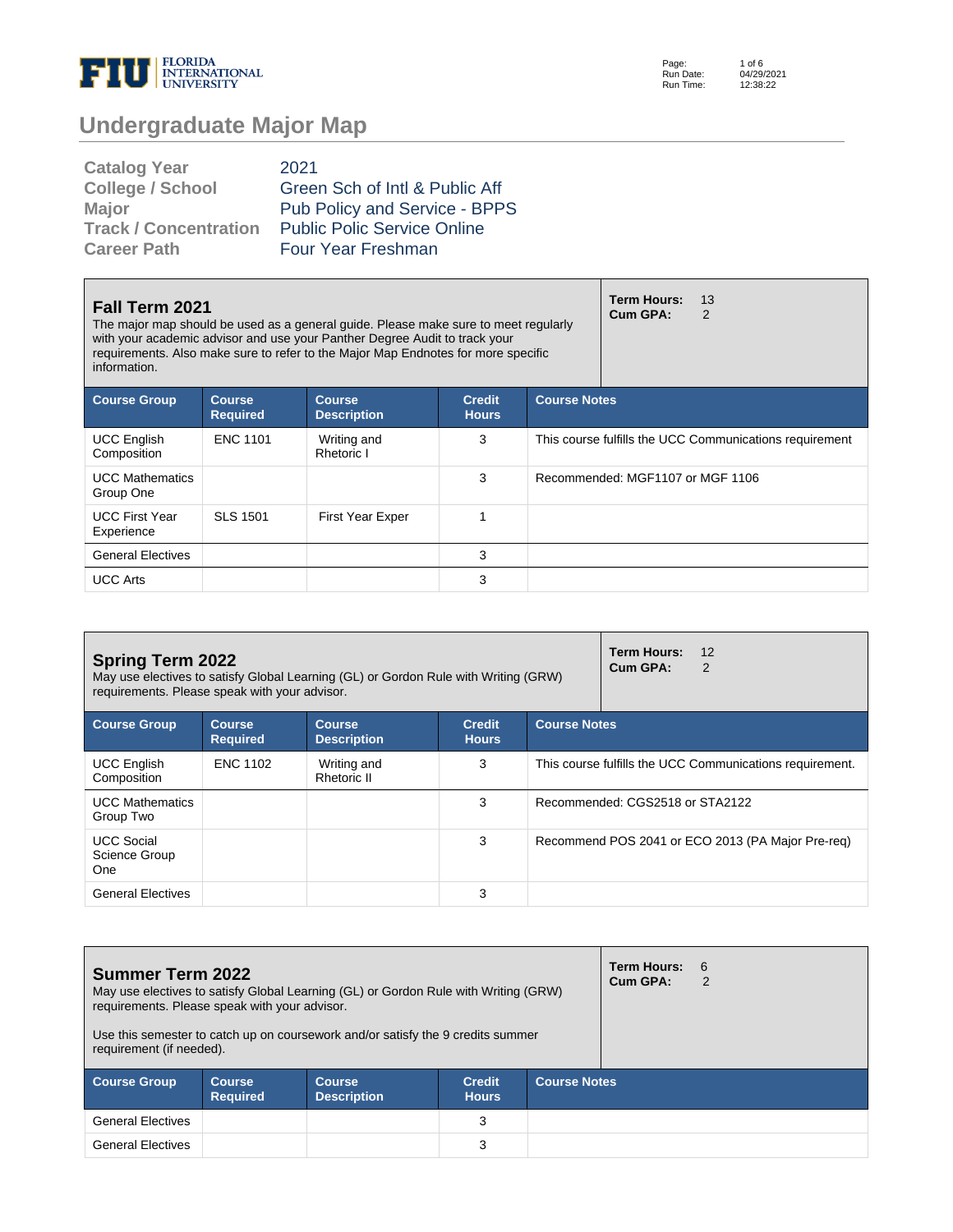# Undergraduate Major Map

| | |
|---|---|
| **Catalog Year** | 2021 |
| **College / School** | Green Sch of Intl & Public Aff |
| **Major** | Pub Policy and Service - BPPS |
| **Track / Concentration** | Public Polic Service Online |
| **Career Path** | Four Year Freshman |

## Fall Term 2021

The major map should be used as a general guide. Please make sure to meet regularly with your academic advisor and use your Panther Degree Audit to track your requirements. Also make sure to refer to the Major Map Endnotes for more specific information.

**Term Hours:** 13
**Cum GPA:** 2

| Course Group | Course Required | Course Description | Credit Hours | Course Notes |
|---|---|---|---|---|
| UCC English Composition | ENC 1101 | Writing and Rhetoric I | 3 | This course fulfills the UCC Communications requirement |
| UCC Mathematics Group One | | | 3 | Recommended: MGF1107 or MGF 1106 |
| UCC First Year Experience | SLS 1501 | First Year Exper | 1 | |
| General Electives | | | 3 | |
| UCC Arts | | | 3 | |

## Spring Term 2022

May use electives to satisfy Global Learning (GL) or Gordon Rule with Writing (GRW) requirements. Please speak with your advisor.

**Term Hours:** 12
**Cum GPA:** 2

| Course Group | Course Required | Course Description | Credit Hours | Course Notes |
|---|---|---|---|---|
| UCC English Composition | ENC 1102 | Writing and Rhetoric II | 3 | This course fulfills the UCC Communications requirement. |
| UCC Mathematics Group Two | | | 3 | Recommended: CGS2518 or STA2122 |
| UCC Social Science Group One | | | 3 | Recommend POS 2041 or ECO 2013 (PA Major Pre-req) |
| General Electives | | | 3 | |

## Summer Term 2022

May use electives to satisfy Global Learning (GL) or Gordon Rule with Writing (GRW) requirements. Please speak with your advisor.

Use this semester to catch up on coursework and/or satisfy the 9 credits summer requirement (if needed).

**Term Hours:** 6
**Cum GPA:** 2

| Course Group | Course Required | Course Description | Credit Hours | Course Notes |
|---|---|---|---|---|
| General Electives | | | 3 | |
| General Electives | | | 3 | |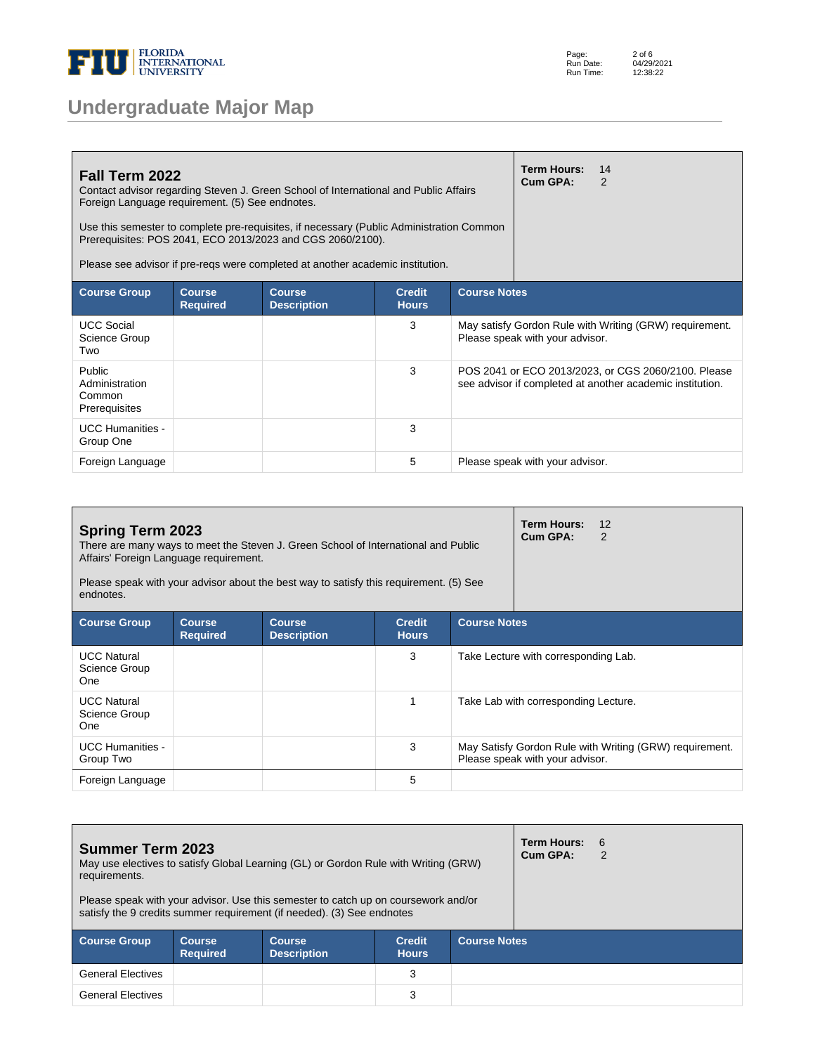# Undergraduate Major Map

## Fall Term 2022

Contact advisor regarding Steven J. Green School of International and Public Affairs Foreign Language requirement. (5) See endnotes.

Use this semester to complete pre-requisites, if necessary (Public Administration Common Prerequisites: POS 2041, ECO 2013/2023 and CGS 2060/2100).

Please see advisor if pre-reqs were completed at another academic institution.

**Term Hours:** 14
**Cum GPA:** 2

| Course Group | Course Required | Course Description | Credit Hours | Course Notes |
|---|---|---|---|---|
| UCC Social Science Group Two | | | 3 | May satisfy Gordon Rule with Writing (GRW) requirement. Please speak with your advisor. |
| Public Administration Common Prerequisites | | | 3 | POS 2041 or ECO 2013/2023, or CGS 2060/2100. Please see advisor if completed at another academic institution. |
| UCC Humanities - Group One | | | 3 | |
| Foreign Language | | | 5 | Please speak with your advisor. |

## Spring Term 2023

There are many ways to meet the Steven J. Green School of International and Public Affairs' Foreign Language requirement.

Please speak with your advisor about the best way to satisfy this requirement. (5) See endnotes.

**Term Hours:** 12
**Cum GPA:** 2

| Course Group | Course Required | Course Description | Credit Hours | Course Notes |
|---|---|---|---|---|
| UCC Natural Science Group One | | | 3 | Take Lecture with corresponding Lab. |
| UCC Natural Science Group One | | | 1 | Take Lab with corresponding Lecture. |
| UCC Humanities - Group Two | | | 3 | May Satisfy Gordon Rule with Writing (GRW) requirement. Please speak with your advisor. |
| Foreign Language | | | 5 | |

## Summer Term 2023

May use electives to satisfy Global Learning (GL) or Gordon Rule with Writing (GRW) requirements.

Please speak with your advisor. Use this semester to catch up on coursework and/or satisfy the 9 credits summer requirement (if needed). (3) See endnotes

**Term Hours:** 6
**Cum GPA:** 2

| Course Group | Course Required | Course Description | Credit Hours | Course Notes |
|---|---|---|---|---|
| General Electives | | | 3 | |
| General Electives | | | 3 | |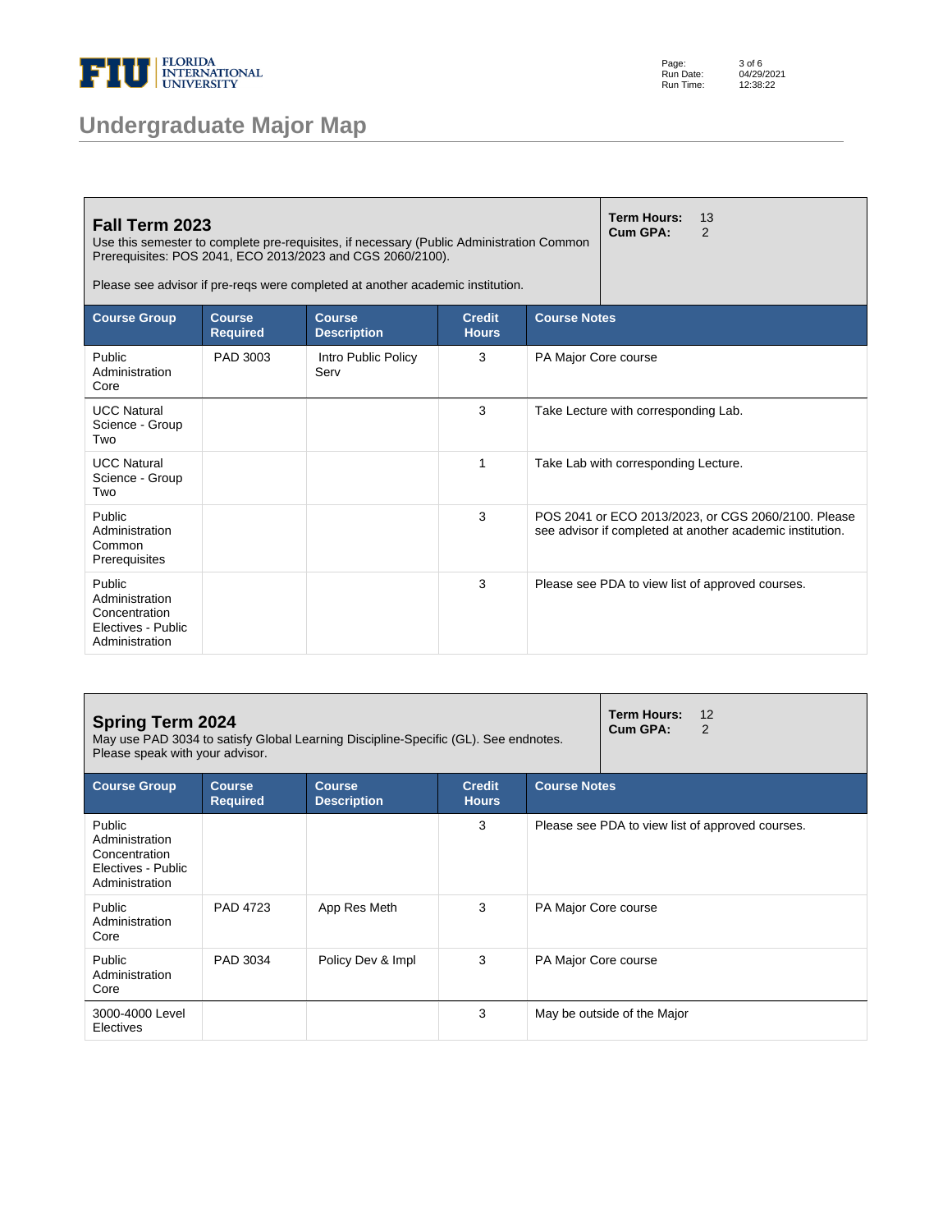# Undergraduate Major Map

## Fall Term 2023

Use this semester to complete pre-requisites, if necessary (Public Administration Common Prerequisites: POS 2041, ECO 2013/2023 and CGS 2060/2100).

Please see advisor if pre-reqs were completed at another academic institution.

**Term Hours:** 13
**Cum GPA:** 2

| Course Group | Course Required | Course Description | Credit Hours | Course Notes |
|---|---|---|---|---|
| Public Administration Core | PAD 3003 | Intro Public Policy Serv | 3 | PA Major Core course |
| UCC Natural Science - Group Two | | | 3 | Take Lecture with corresponding Lab. |
| UCC Natural Science - Group Two | | | 1 | Take Lab with corresponding Lecture. |
| Public Administration Common Prerequisites | | | 3 | POS 2041 or ECO 2013/2023, or CGS 2060/2100. Please see advisor if completed at another academic institution. |
| Public Administration Concentration Electives - Public Administration | | | 3 | Please see PDA to view list of approved courses. |

## Spring Term 2024

May use PAD 3034 to satisfy Global Learning Discipline-Specific (GL). See endnotes. Please speak with your advisor.

**Term Hours:** 12
**Cum GPA:** 2

| Course Group | Course Required | Course Description | Credit Hours | Course Notes |
|---|---|---|---|---|
| Public Administration Concentration Electives - Public Administration | | | 3 | Please see PDA to view list of approved courses. |
| Public Administration Core | PAD 4723 | App Res Meth | 3 | PA Major Core course |
| Public Administration Core | PAD 3034 | Policy Dev & Impl | 3 | PA Major Core course |
| 3000-4000 Level Electives | | | 3 | May be outside of the Major |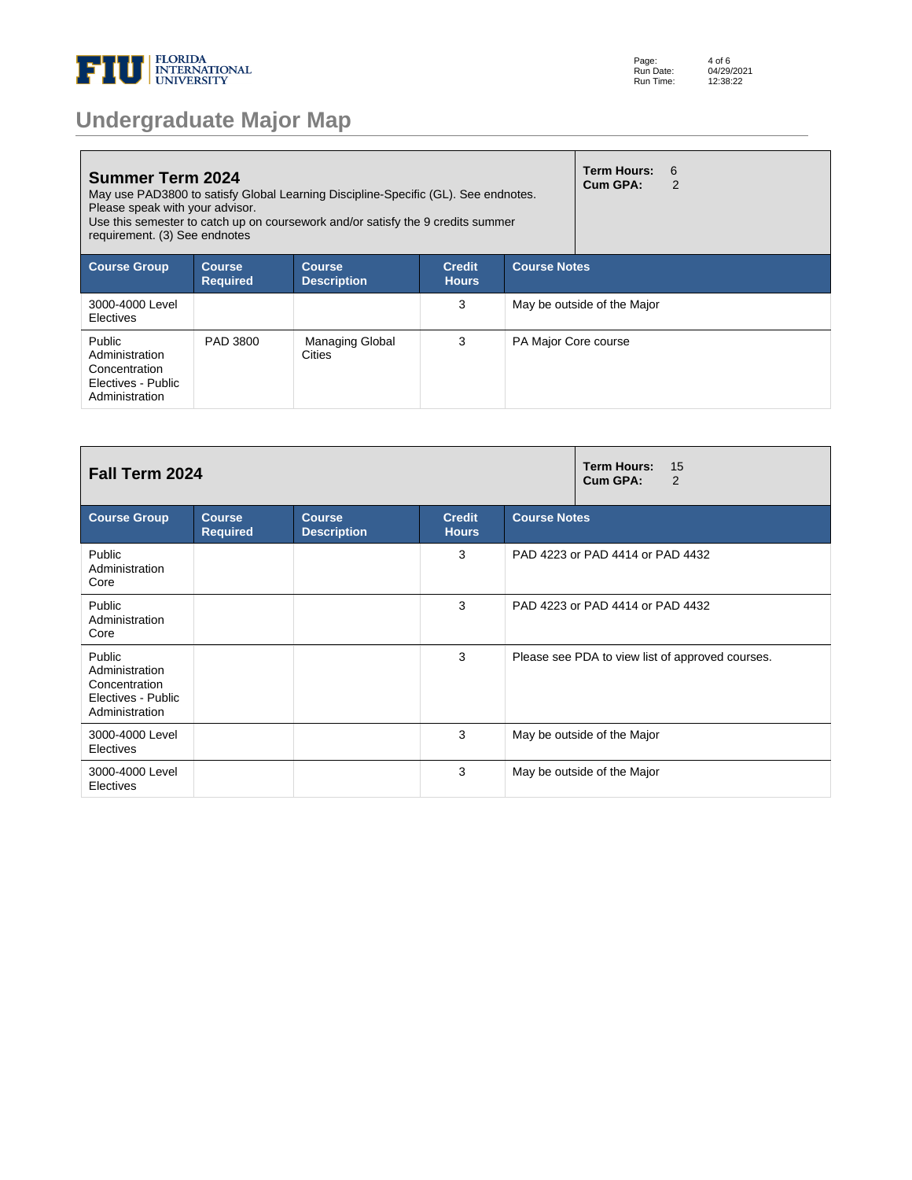# Undergraduate Major Map

## Summer Term 2024

May use PAD3800 to satisfy Global Learning Discipline-Specific (GL). See endnotes. Please speak with your advisor.
Use this semester to catch up on coursework and/or satisfy the 9 credits summer requirement. (3) See endnotes

**Term Hours:** 6
**Cum GPA:** 2

| Course Group | Course Required | Course Description | Credit Hours | Course Notes |
|---|---|---|---|---|
| 3000-4000 Level Electives | | | 3 | May be outside of the Major |
| Public Administration Concentration Electives - Public Administration | PAD 3800 | Managing Global Cities | 3 | PA Major Core course |

## Fall Term 2024

**Term Hours:** 15
**Cum GPA:** 2

| Course Group | Course Required | Course Description | Credit Hours | Course Notes |
|---|---|---|---|---|
| Public Administration Core | | | 3 | PAD 4223 or PAD 4414 or PAD 4432 |
| Public Administration Core | | | 3 | PAD 4223 or PAD 4414 or PAD 4432 |
| Public Administration Concentration Electives - Public Administration | | | 3 | Please see PDA to view list of approved courses. |
| 3000-4000 Level Electives | | | 3 | May be outside of the Major |
| 3000-4000 Level Electives | | | 3 | May be outside of the Major |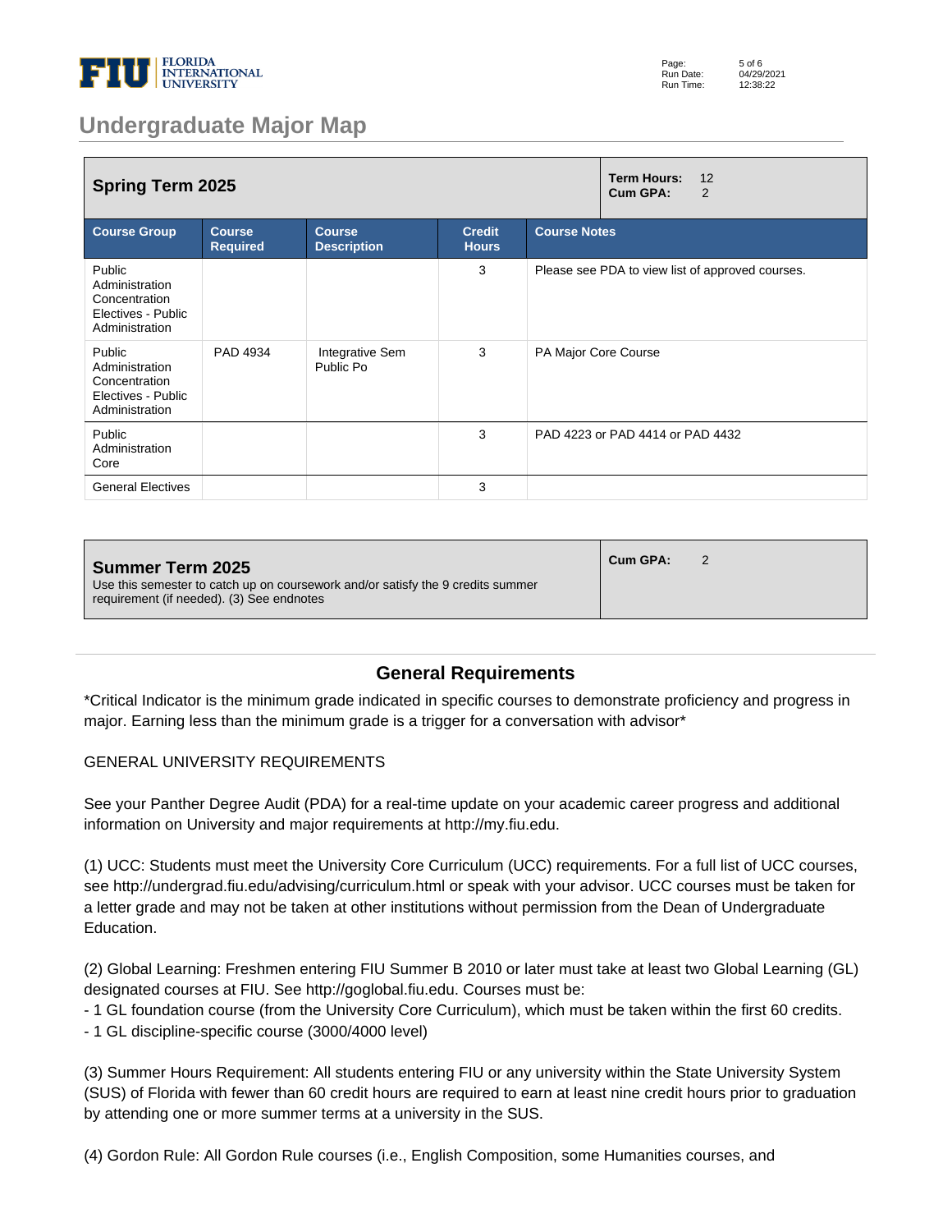# Undergraduate Major Map

| Spring Term 2025 | | | | Term Hours: 12<br>Cum GPA: 2 |
|---|---|---|---|---|
| **Course Group** | **Course Required** | **Course Description** | **Credit Hours** | **Course Notes** |
| Public Administration Concentration Electives - Public Administration | | | 3 | Please see PDA to view list of approved courses. |
| Public Administration Concentration Electives - Public Administration | PAD 4934 | Integrative Sem Public Po | 3 | PA Major Core Course |
| Public Administration Core | | | 3 | PAD 4223 or PAD 4414 or PAD 4432 |
| General Electives | | | 3 | |

| Summer Term 2025 | Cum GPA: 2 |
|---|---|
| Use this semester to catch up on coursework and/or satisfy the 9 credits summer requirement (if needed). (3) See endnotes | |

## General Requirements

*Critical Indicator is the minimum grade indicated in specific courses to demonstrate proficiency and progress in major. Earning less than the minimum grade is a trigger for a conversation with advisor*

GENERAL UNIVERSITY REQUIREMENTS

See your Panther Degree Audit (PDA) for a real-time update on your academic career progress and additional information on University and major requirements at http://my.fiu.edu.

(1) UCC: Students must meet the University Core Curriculum (UCC) requirements. For a full list of UCC courses, see http://undergrad.fiu.edu/advising/curriculum.html or speak with your advisor. UCC courses must be taken for a letter grade and may not be taken at other institutions without permission from the Dean of Undergraduate Education.

(2) Global Learning: Freshmen entering FIU Summer B 2010 or later must take at least two Global Learning (GL) designated courses at FIU. See http://goglobal.fiu.edu. Courses must be:
- 1 GL foundation course (from the University Core Curriculum), which must be taken within the first 60 credits.
- 1 GL discipline-specific course (3000/4000 level)

(3) Summer Hours Requirement: All students entering FIU or any university within the State University System (SUS) of Florida with fewer than 60 credit hours are required to earn at least nine credit hours prior to graduation by attending one or more summer terms at a university in the SUS.

(4) Gordon Rule: All Gordon Rule courses (i.e., English Composition, some Humanities courses, and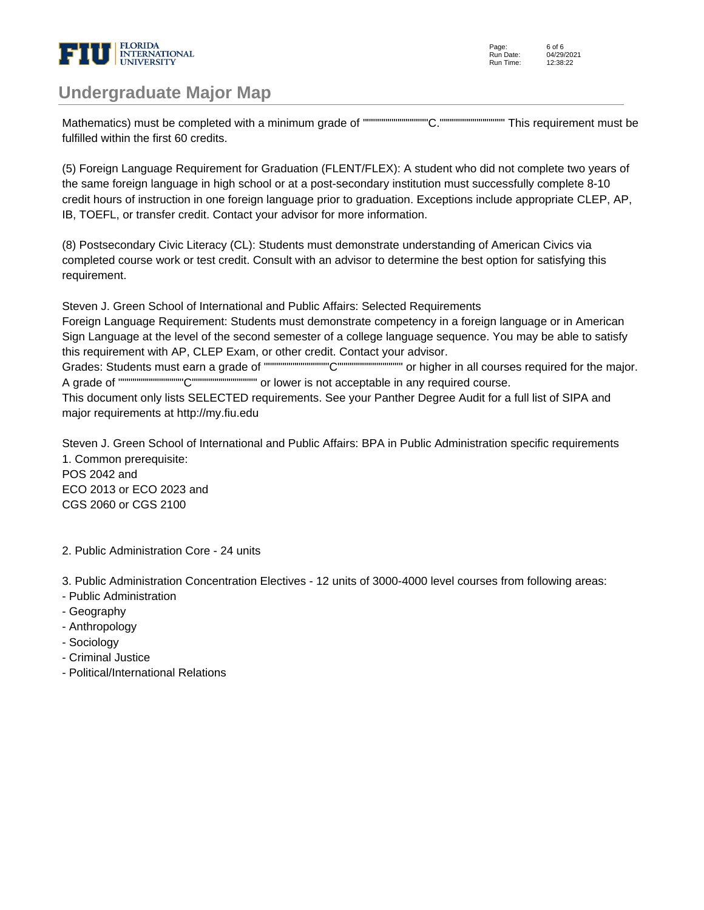Mathematics) must be completed with a minimum grade of """"""""""""""""""""C."""""""""""""""""""" This requirement must be fulfilled within the first 60 credits.

(5) Foreign Language Requirement for Graduation (FLENT/FLEX): A student who did not complete two years of the same foreign language in high school or at a post-secondary institution must successfully complete 8-10 credit hours of instruction in one foreign language prior to graduation. Exceptions include appropriate CLEP, AP, IB, TOEFL, or transfer credit. Contact your advisor for more information.

(8) Postsecondary Civic Literacy (CL): Students must demonstrate understanding of American Civics via completed course work or test credit. Consult with an advisor to determine the best option for satisfying this requirement.

Steven J. Green School of International and Public Affairs: Selected Requirements
Foreign Language Requirement: Students must demonstrate competency in a foreign language or in American Sign Language at the level of the second semester of a college language sequence. You may be able to satisfy this requirement with AP, CLEP Exam, or other credit. Contact your advisor.
Grades: Students must earn a grade of """"""""""""""""""""C"""""""""""""""""""" or higher in all courses required for the major. A grade of """"""""""""""""""""C"""""""""""""""""""" or lower is not acceptable in any required course.
This document only lists SELECTED requirements. See your Panther Degree Audit for a full list of SIPA and major requirements at http://my.fiu.edu

Steven J. Green School of International and Public Affairs: BPA in Public Administration specific requirements
1. Common prerequisite:
POS 2042 and
ECO 2013 or ECO 2023 and
CGS 2060 or CGS 2100

2. Public Administration Core - 24 units

3. Public Administration Concentration Electives - 12 units of 3000-4000 level courses from following areas:
- Public Administration
- Geography
- Anthropology
- Sociology
- Criminal Justice
- Political/International Relations